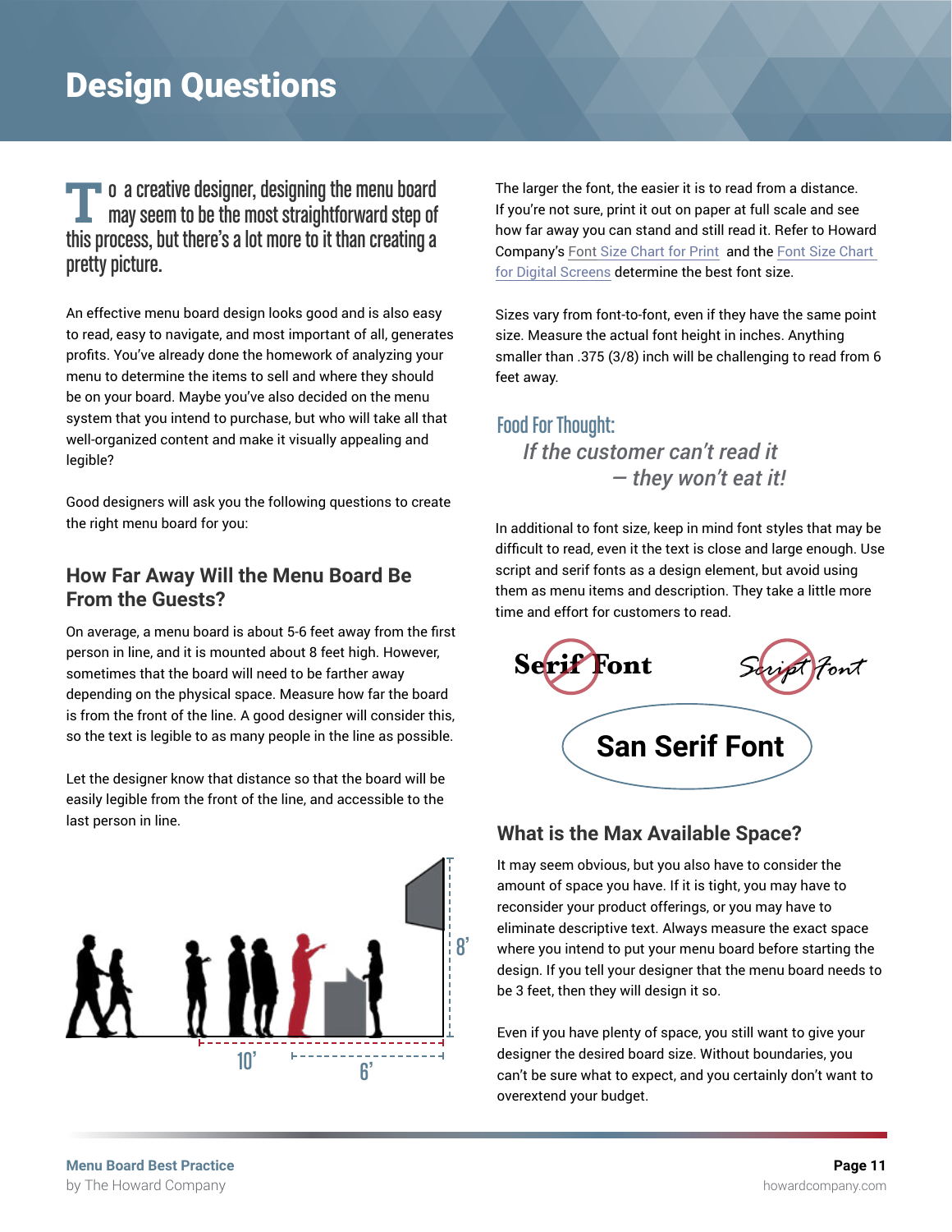# Design Questions

To a creative designer, designing the menu board may seem to be the most straightforward step of this process, but there's a lot more to it than creating a pretty picture.

An effective menu board design looks good and is also easy to read, easy to navigate, and most important of all, generates profits. You've already done the homework of analyzing your menu to determine the items to sell and where they should be on your board. Maybe you've also decided on the menu system that you intend to purchase, but who will take all that well-organized content and make it visually appealing and legible?

Good designers will ask you the following questions to create the right menu board for you:

## How Far Away Will the Menu Board Be From the Guests?

On average, a menu board is about 5-6 feet away from the first person in line, and it is mounted about 8 feet high. However, sometimes that the board will need to be farther away depending on the physical space. Measure how far the board is from the front of the line. A good designer will consider this, so the text is legible to as many people in the line as possible.

Let the designer know that distance so that the board will be easily legible from the front of the line, and accessible to the last person in line.

8'

10'

6'

The larger the font, the easier it is to read from a distance. If you're not sure, print it out on paper at full scale and see how far away you can stand and still read it. Refer to Howard Company's Font Size Chart for Print and the Font Size Chart for Digital Screens determine the best font size.

Sizes vary from font-to-font, even if they have the same point size. Measure the actual font height in inches. Anything smaller than .375 (3/8) inch will be challenging to read from 6 feet away.

**Food For Thought:**

*If the customer can't read it — they won't eat it!*

In additional to font size, keep in mind font styles that may be difficult to read, even it the text is close and large enough. Use script and serif fonts as a design element, but avoid using them as menu items and description. They take a little more time and effort for customers to read.

Serif Font

Script Font

San Serif Font

## What is the Max Available Space?

It may seem obvious, but you also have to consider the amount of space you have. If it is tight, you may have to reconsider your product offerings, or you may have to eliminate descriptive text. Always measure the exact space where you intend to put your menu board before starting the design. If you tell your designer that the menu board needs to be 3 feet, then they will design it so.

Even if you have plenty of space, you still want to give your designer the desired board size. Without boundaries, you can't be sure what to expect, and you certainly don't want to overextend your budget.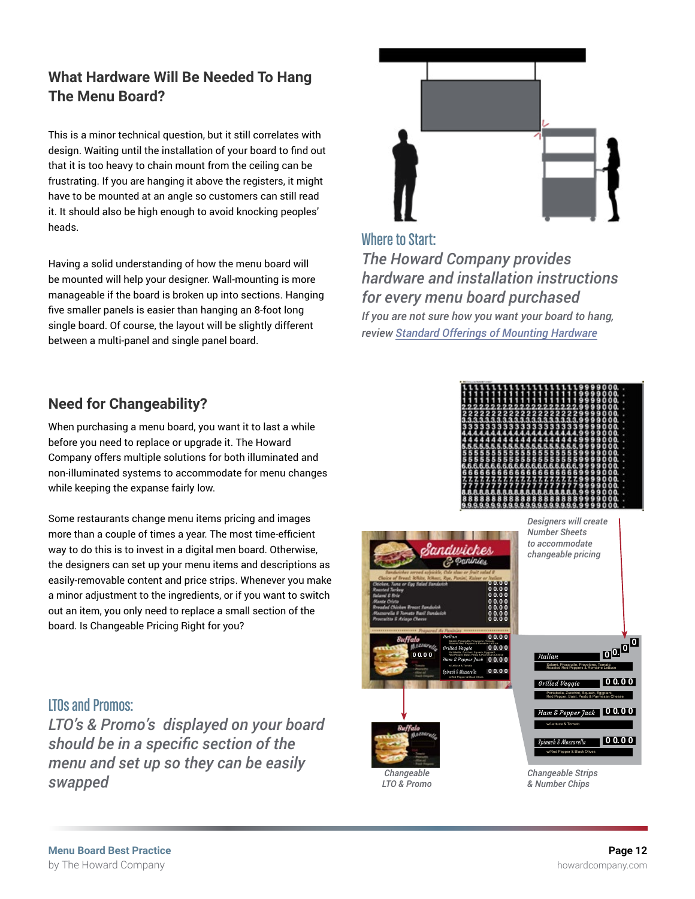## What Hardware Will Be Needed To Hang The Menu Board?

This is a minor technical question, but it still correlates with design. Waiting until the installation of your board to find out that it is too heavy to chain mount from the ceiling can be frustrating. If you are hanging it above the registers, it might have to be mounted at an angle so customers can still read it. It should also be high enough to avoid knocking peoples' heads.

Having a solid understanding of how the menu board will be mounted will help your designer. Wall-mounting is more manageable if the board is broken up into sections. Hanging five smaller panels is easier than hanging an 8-foot long single board. Of course, the layout will be slightly different between a multi-panel and single panel board.

### Where to Start:

*The Howard Company provides hardware and installation instructions for every menu board purchased*

*If you are not sure how you want your board to hang, review [Standard Offerings of Mounting Hardware]()*

## Need for Changeability?

When purchasing a menu board, you want it to last a while before you need to replace or upgrade it. The Howard Company offers multiple solutions for both illuminated and non-illuminated systems to accommodate for menu changes while keeping the expanse fairly low.

Some restaurants change menu items pricing and images more than a couple of times a year. The most time-efficient way to do this is to invest in a digital men board. Otherwise, the designers can set up your menu items and descriptions as easily-removable content and price strips. Whenever you make a minor adjustment to the ingredients, or if you want to switch out an item, you only need to replace a small section of the board. Is Changeable Pricing Right for you?

*Designers will create Number Sheets to accommodate changeable pricing*

### LTOs and Promos:

*LTO's & Promo's displayed on your board should be in a specific section of the menu and set up so they can be easily swapped*

*Changeable LTO & Promo*

*Changeable Strips & Number Chips*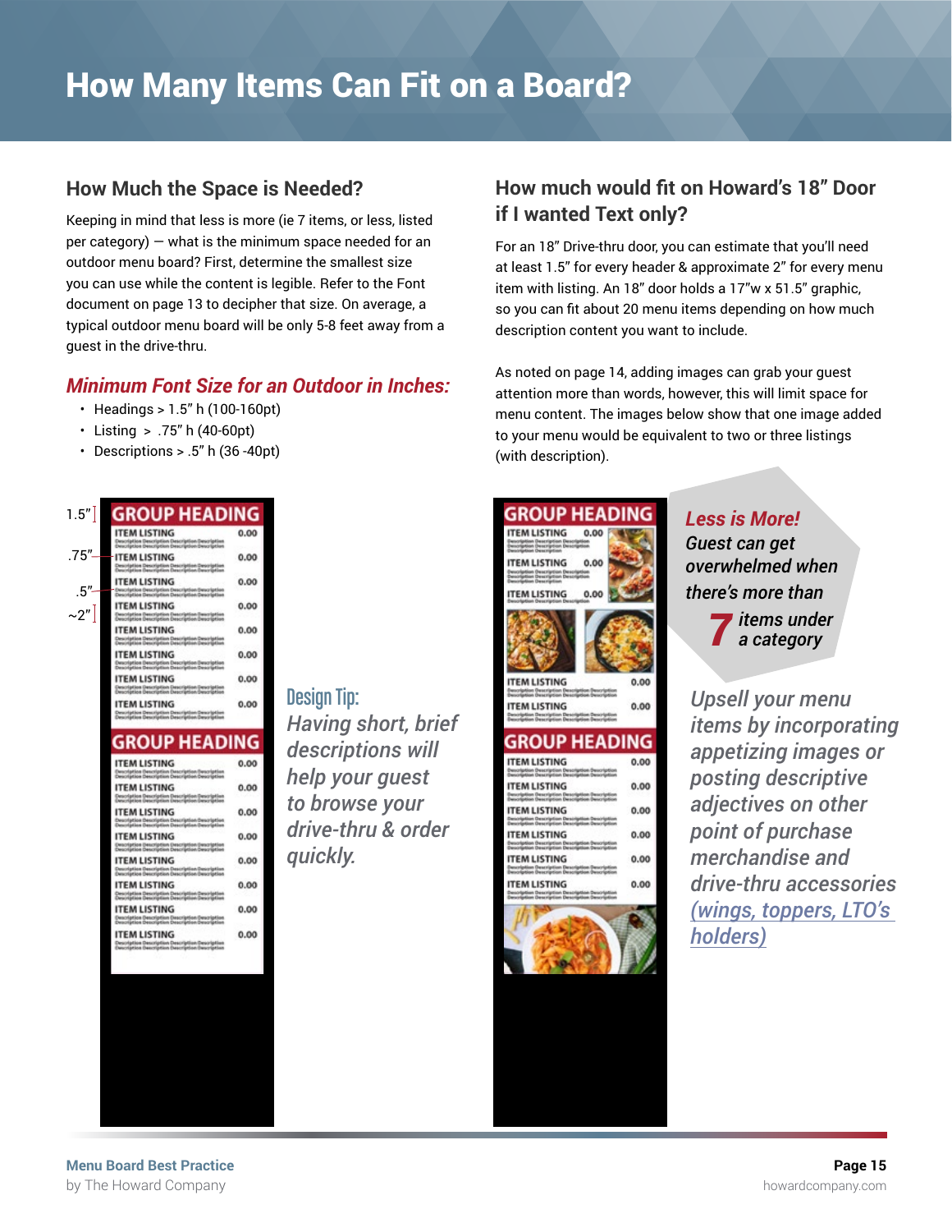# How Many Items Can Fit on a Board?

## How Much the Space is Needed?

Keeping in mind that less is more (ie 7 items, or less, listed per category) — what is the minimum space needed for an outdoor menu board? First, determine the smallest size you can use while the content is legible. Refer to the Font document on page 13 to decipher that size. On average, a typical outdoor menu board will be only 5-8 feet away from a guest in the drive-thru.

### *Minimum Font Size for an Outdoor in Inches:*

- Headings > 1.5" h (100-160pt)
- Listing > .75" h (40-60pt)
- Descriptions > .5" h (36 -40pt)

1.5"
.75"
.5"
~2"

GROUP HEADING
ITEM LISTING 0.00

Design Tip:
*Having short, brief descriptions will help your guest to browse your drive-thru & order quickly.*

## How much would fit on Howard's 18" Door if I wanted Text only?

For an 18" Drive-thru door, you can estimate that you'll need at least 1.5" for every header & approximate 2" for every menu item with listing. An 18" door holds a 17"w x 51.5" graphic, so you can fit about 20 menu items depending on how much description content you want to include.

As noted on page 14, adding images can grab your guest attention more than words, however, this will limit space for menu content. The images below show that one image added to your menu would be equivalent to two or three listings (with description).

***Less is More!***
*Guest can get overwhelmed when there's more than 7 items under a category*

*Upsell your menu items by incorporating appetizing images or posting descriptive adjectives on other point of purchase merchandise and drive-thru accessories [(wings, toppers, LTO's holders)]*

**Menu Board Best Practice**
by The Howard Company

howardcompany.com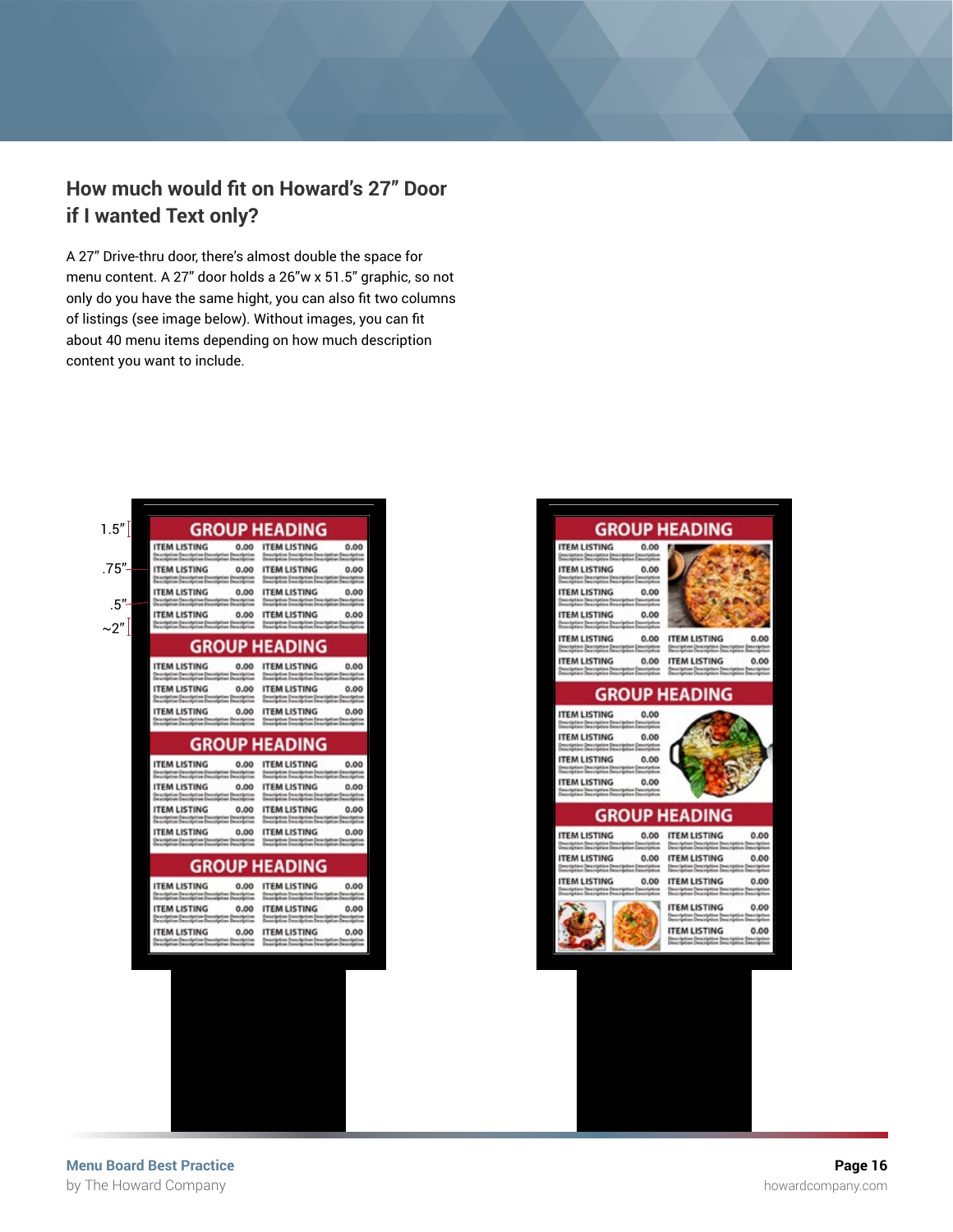## How much would fit on Howard's 27" Door if I wanted Text only?

A 27" Drive-thru door, there's almost double the space for menu content. A 27" door holds a 26"w x 51.5" graphic, so not only do you have the same hight, you can also fit two columns of listings (see image below). Without images, you can fit about 40 menu items depending on how much description content you want to include.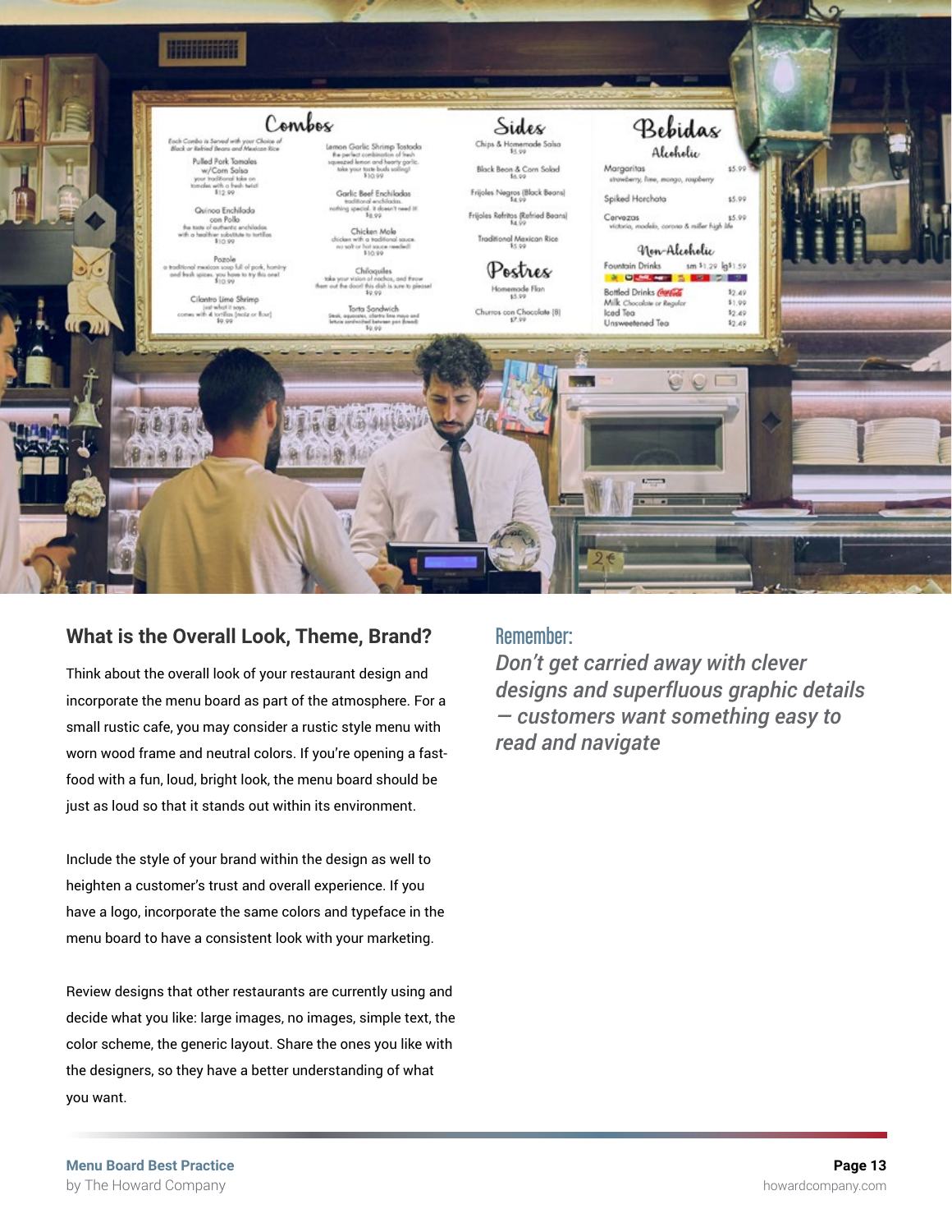## What is the Overall Look, Theme, Brand?

Think about the overall look of your restaurant design and incorporate the menu board as part of the atmosphere. For a small rustic cafe, you may consider a rustic style menu with worn wood frame and neutral colors. If you're opening a fast-food with a fun, loud, bright look, the menu board should be just as loud so that it stands out within its environment.

Include the style of your brand within the design as well to heighten a customer's trust and overall experience. If you have a logo, incorporate the same colors and typeface in the menu board to have a consistent look with your marketing.

Review designs that other restaurants are currently using and decide what you like: large images, no images, simple text, the color scheme, the generic layout. Share the ones you like with the designers, so they have a better understanding of what you want.

### Remember:

*Don't get carried away with clever designs and superfluous graphic details — customers want something easy to read and navigate*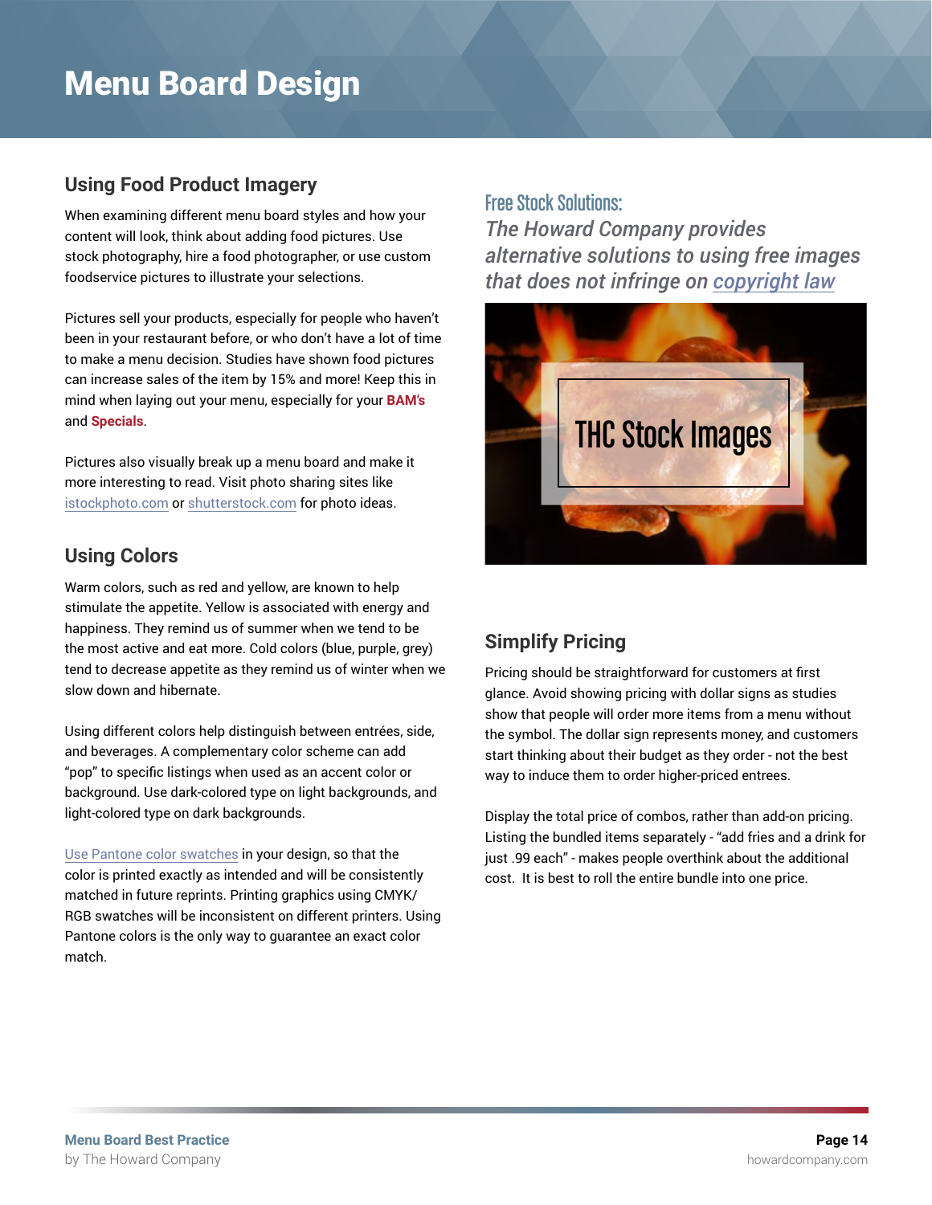# Menu Board Design

## Using Food Product Imagery

When examining different menu board styles and how your content will look, think about adding food pictures. Use stock photography, hire a food photographer, or use custom foodservice pictures to illustrate your selections.

Pictures sell your products, especially for people who haven't been in your restaurant before, or who don't have a lot of time to make a menu decision. Studies have shown food pictures can increase sales of the item by 15% and more! Keep this in mind when laying out your menu, especially for your **BAM's** and **Specials**.

Pictures also visually break up a menu board and make it more interesting to read. Visit photo sharing sites like istockphoto.com or shutterstock.com for photo ideas.

## Using Colors

Warm colors, such as red and yellow, are known to help stimulate the appetite. Yellow is associated with energy and happiness. They remind us of summer when we tend to be the most active and eat more. Cold colors (blue, purple, grey) tend to decrease appetite as they remind us of winter when we slow down and hibernate.

Using different colors help distinguish between entrées, side, and beverages. A complementary color scheme can add "pop" to specific listings when used as an accent color or background. Use dark-colored type on light backgrounds, and light-colored type on dark backgrounds.

Use Pantone color swatches in your design, so that the color is printed exactly as intended and will be consistently matched in future reprints. Printing graphics using CMYK/RGB swatches will be inconsistent on different printers. Using Pantone colors is the only way to guarantee an exact color match.

### Free Stock Solutions:

*The Howard Company provides alternative solutions to using free images that does not infringe on copyright law*

THC Stock Images

## Simplify Pricing

Pricing should be straightforward for customers at first glance. Avoid showing pricing with dollar signs as studies show that people will order more items from a menu without the symbol. The dollar sign represents money, and customers start thinking about their budget as they order - not the best way to induce them to order higher-priced entrees.

Display the total price of combos, rather than add-on pricing. Listing the bundled items separately - "add fries and a drink for just .99 each" - makes people overthink about the additional cost. It is best to roll the entire bundle into one price.